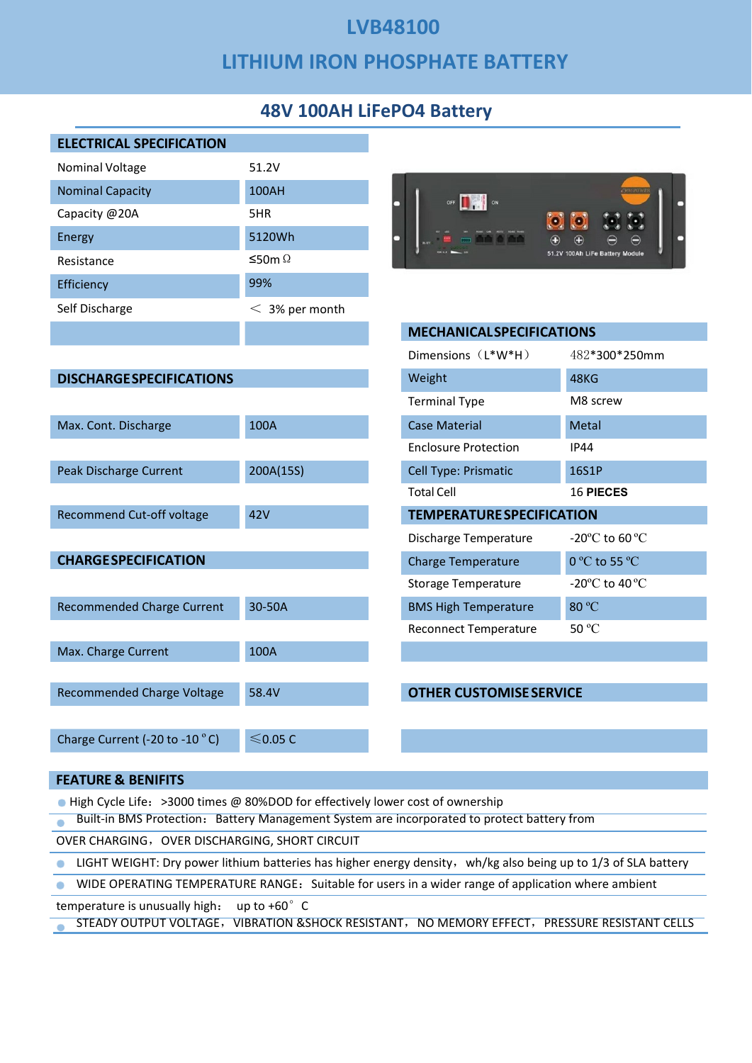# LVB48100

# LITHIUM IRON PHOSPHATE BATTERY

## 48V 100AH LiFePO4 Battery

| ELECTRICAL SPECIFICATION | |
|---|---|
| Nominal Voltage | 51.2V |
| Nominal Capacity | 100AH |
| Capacity @20A | 5HR |
| Energy | 5120Wh |
| Resistance | ≤50m Ω |
| Efficiency | 99% |
| Self Discharge | ＜ 3% per month |
| | |

| DISCHARGE SPECIFICATIONS | |
|---|---|
| Max. Cont. Discharge | 100A |
| Peak Discharge Current | 200A(15S) |
| Recommend Cut-off voltage | 42V |

| CHARGE SPECIFICATION | |
|---|---|
| Recommended Charge Current | 30-50A |
| Max. Charge Current | 100A |
| Recommended Charge Voltage | 58.4V |
| Charge Current (-20 to -10 °C) | ≤0.05 C |

| MECHANICAL SPECIFICATIONS | |
|---|---|
| Dimensions（L*W*H） | 482*300*250mm |
| Weight | 48KG |
| Terminal Type | M8 screw |
| Case Material | Metal |
| Enclosure Protection | IP44 |
| Cell Type: Prismatic | 16S1P |
| Total Cell | **16 PIECES** |

| TEMPERATURE SPECIFICATION | |
|---|---|
| Discharge Temperature | -20℃ to 60 ℃ |
| Charge Temperature | 0 ℃ to 55 ℃ |
| Storage Temperature | -20℃ to 40 ℃ |
| BMS High Temperature | 80 ℃ |
| Reconnect Temperature | 50 ℃ |
| | |

### OTHER CUSTOMISE SERVICE

### FEATURE & BENIFITS

- High Cycle Life：>3000 times @ 80%DOD for effectively lower cost of ownership
- Built-in BMS Protection：Battery Management System are incorporated to protect battery from OVER CHARGING，OVER DISCHARGING, SHORT CIRCUIT
- LIGHT WEIGHT: Dry power lithium batteries has higher energy density，wh/kg also being up to 1/3 of SLA battery
- WIDE OPERATING TEMPERATURE RANGE：Suitable for users in a wider range of application where ambient temperature is unusually high： up to +60° C
- STEADY OUTPUT VOLTAGE，VIBRATION &SHOCK RESISTANT，NO MEMORY EFFECT，PRESSURE RESISTANT CELLS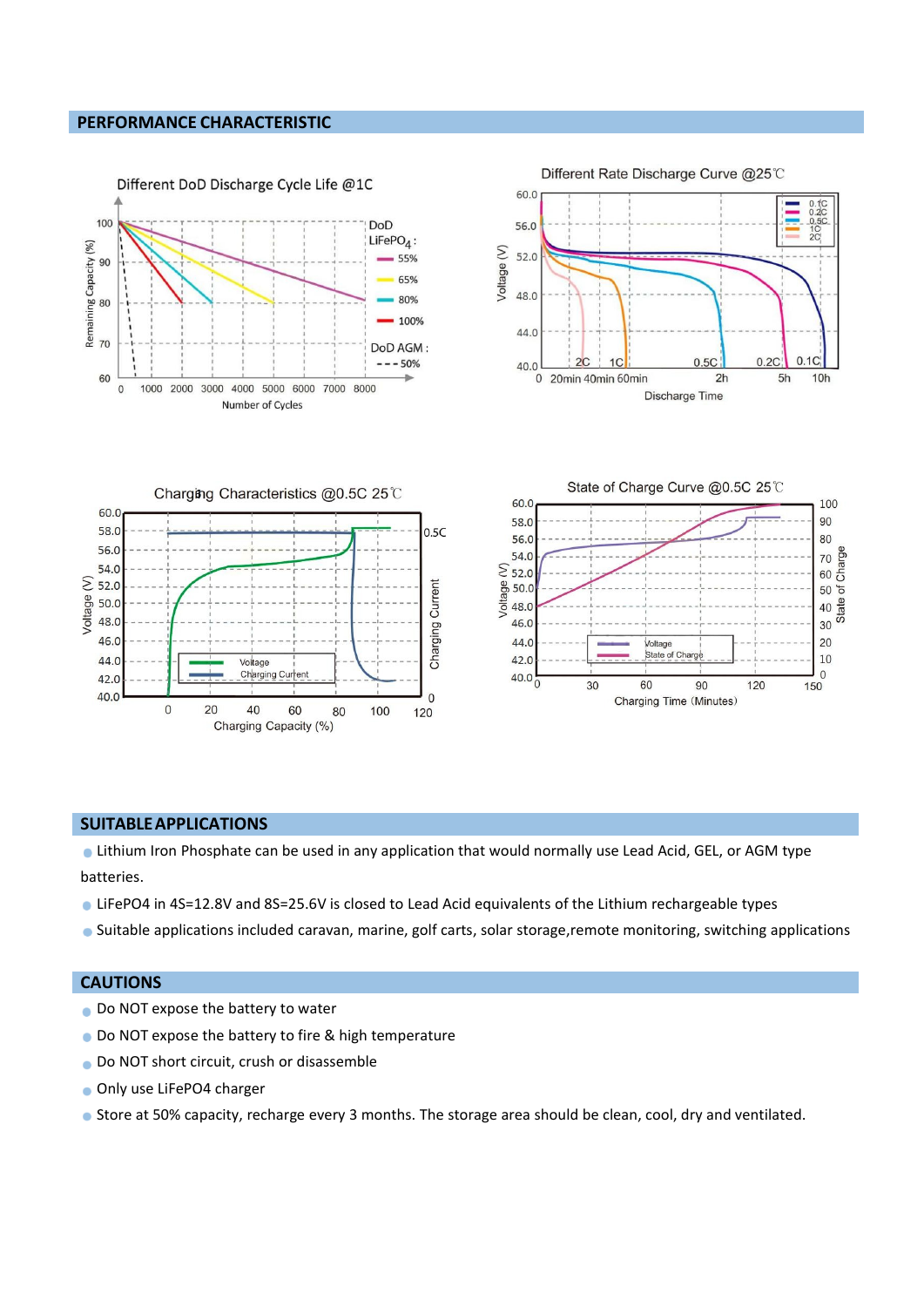## PERFORMANCE CHARACTERISTIC

Different DoD Discharge Cycle Life @1C

Remaining Capacity (%)

100
90
80
70
60

0 1000 2000 3000 4000 5000 6000 7000 8000

Number of Cycles

DoD
LiFePO$_4$:
55%
65%
80%
100%
DoD AGM:
50%

Different Rate Discharge Curve @25℃

Voltage (V)

60.0
56.0
52.0
48.0
44.0
40.0

0 20min 40min 60min 2h 5h 10h

Discharge Time

2C 1C 0.5C 0.2C 0.1C

0.1C
0.2C
0.5C
1C
2C

Charging Characteristics @0.5C 25℃

Voltage (V)

60.0
58.0
56.0
54.0
52.0
50.0
48.0
46.0
44.0
42.0
40.0

0 20 40 60 80 100 120

Charging Capacity (%)

Charging Current

0.5C
0

Voltage
Charging Current

State of Charge Curve @0.5C 25℃

Voltage (V)

60.0
58.0
56.0
54.0
52.0
50.0
48.0
46.0
44.0
42.0
40.0

0 30 60 90 120 150

Charging Time (Minutes)

State of Charge

100
90
80
70
60
50
40
30
20
10
0

Voltage
State of Charge

## SUITABLE APPLICATIONS

- Lithium Iron Phosphate can be used in any application that would normally use Lead Acid, GEL, or AGM type batteries.
- LiFePO4 in 4S=12.8V and 8S=25.6V is closed to Lead Acid equivalents of the Lithium rechargeable types
- Suitable applications included caravan, marine, golf carts, solar storage,remote monitoring, switching applications

## CAUTIONS

- Do NOT expose the battery to water
- Do NOT expose the battery to fire & high temperature
- Do NOT short circuit, crush or disassemble
- Only use LiFePO4 charger
- Store at 50% capacity, recharge every 3 months. The storage area should be clean, cool, dry and ventilated.